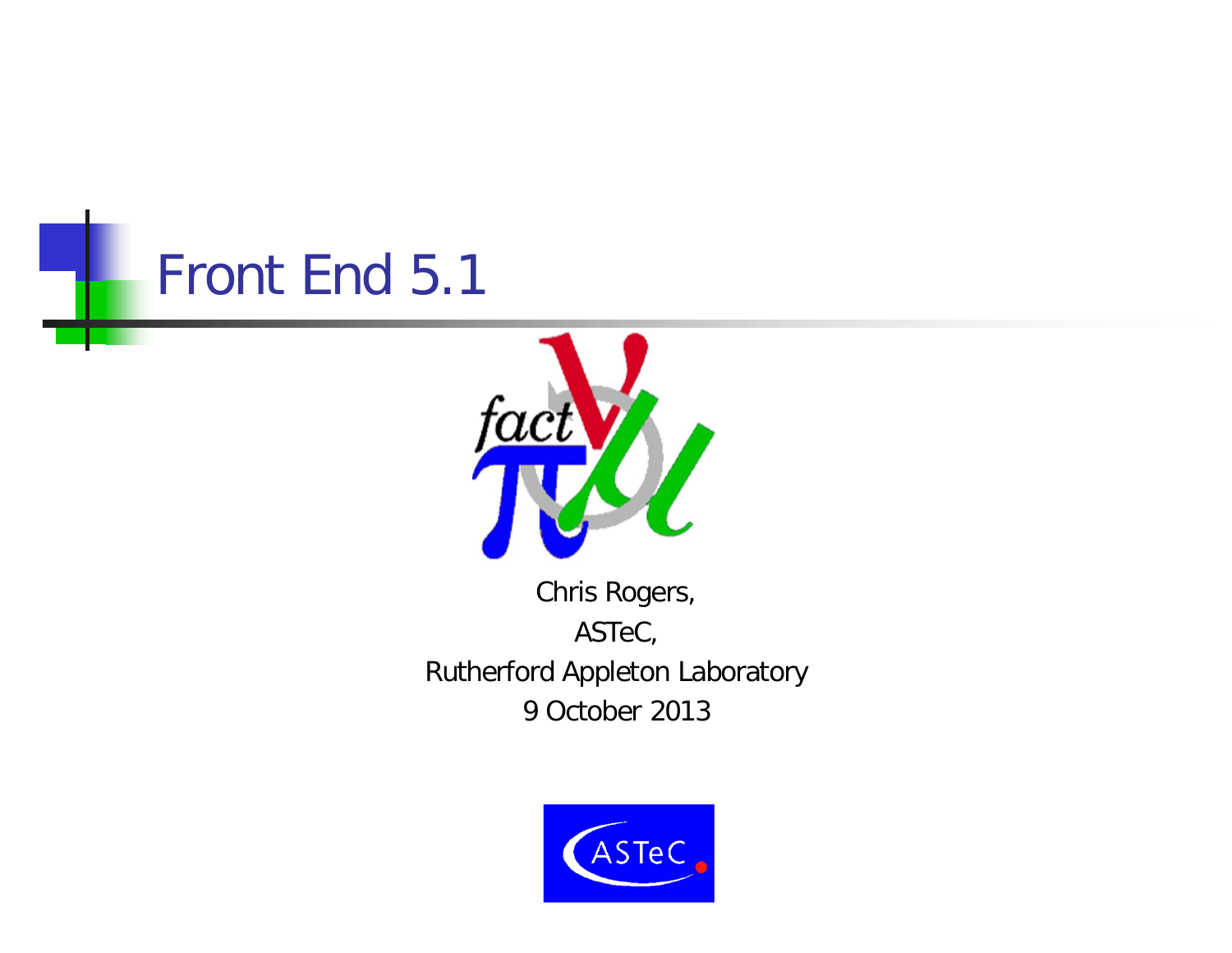# Front End 5.1

Chris Rogers,

ASTeC,

Rutherford Appleton Laboratory

9 October 2013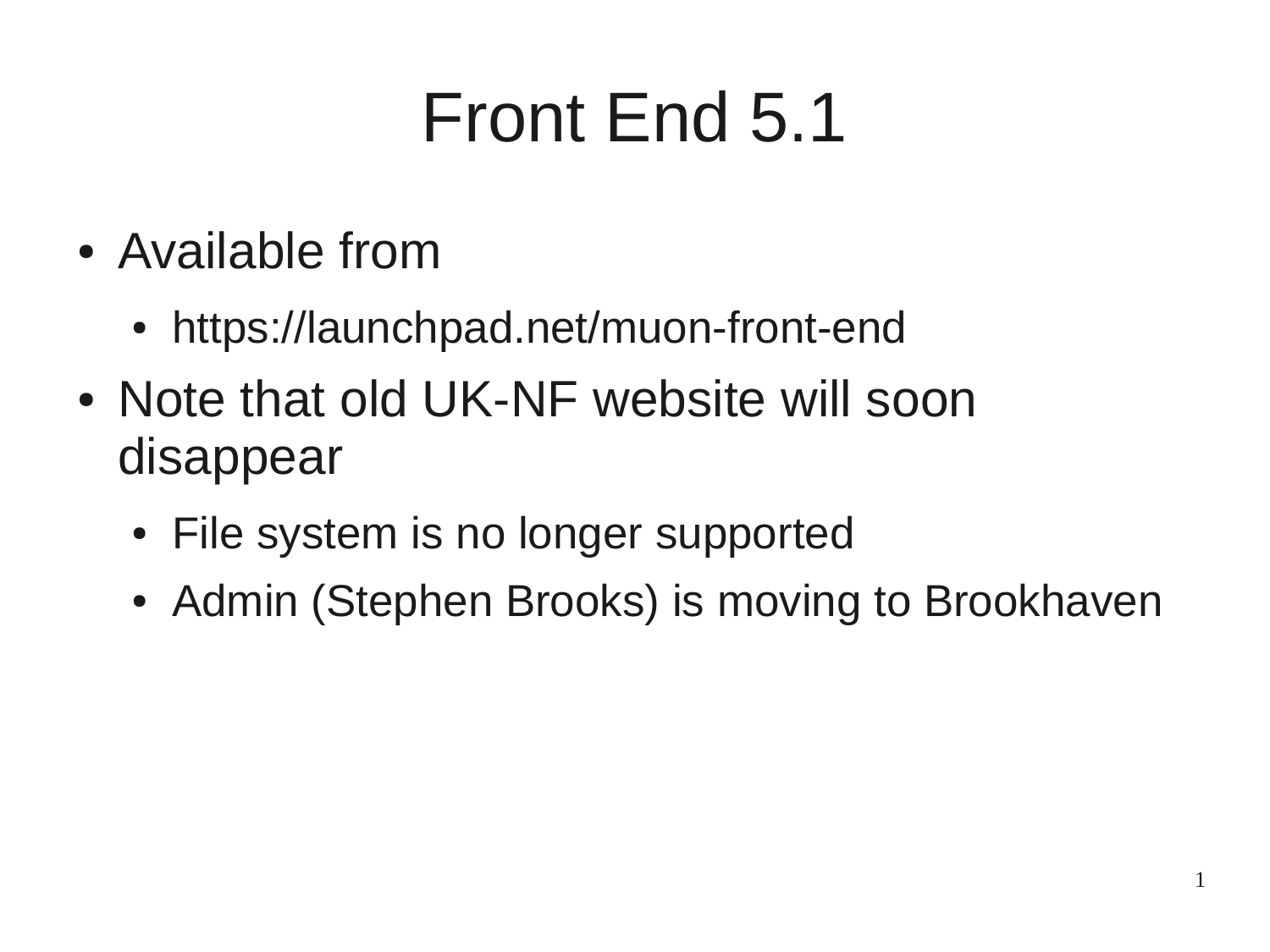# Front End 5.1

- Available from
  - https://launchpad.net/muon-front-end
- Note that old UK-NF website will soon disappear
  - File system is no longer supported
  - Admin (Stephen Brooks) is moving to Brookhaven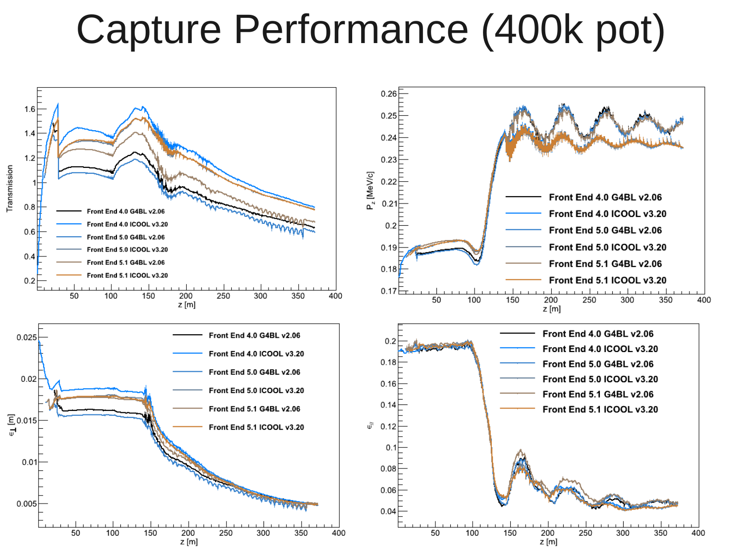# Capture Performance (400k pot)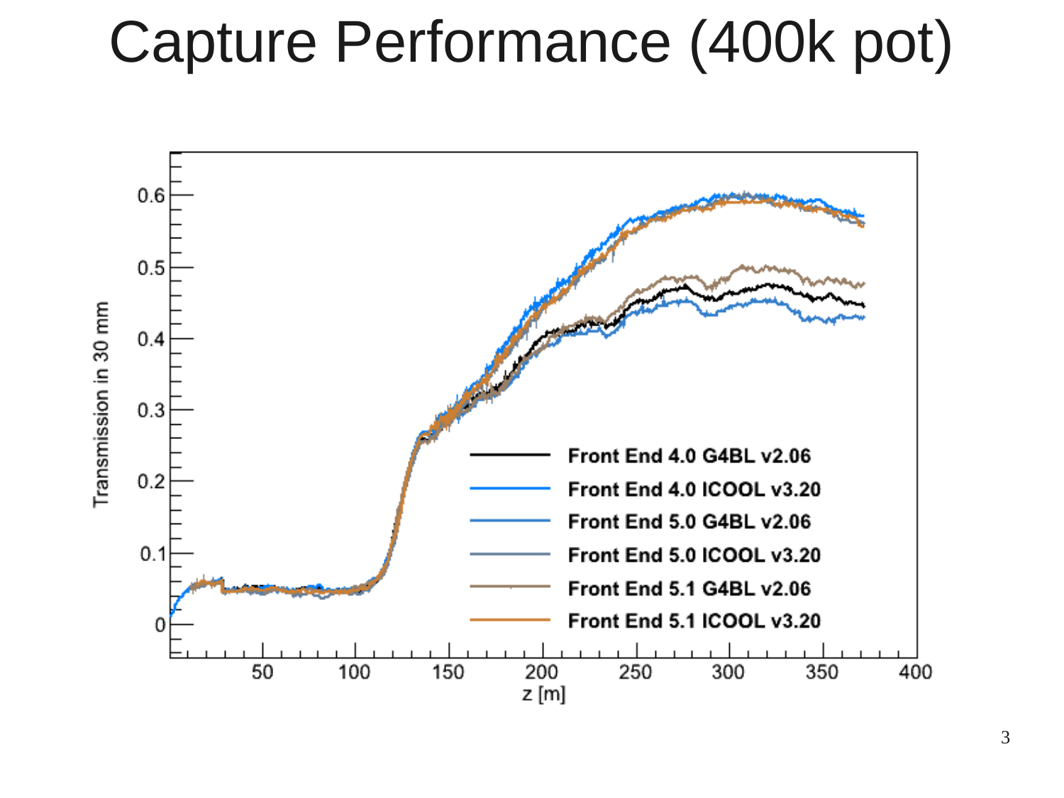# Capture Performance (400k pot)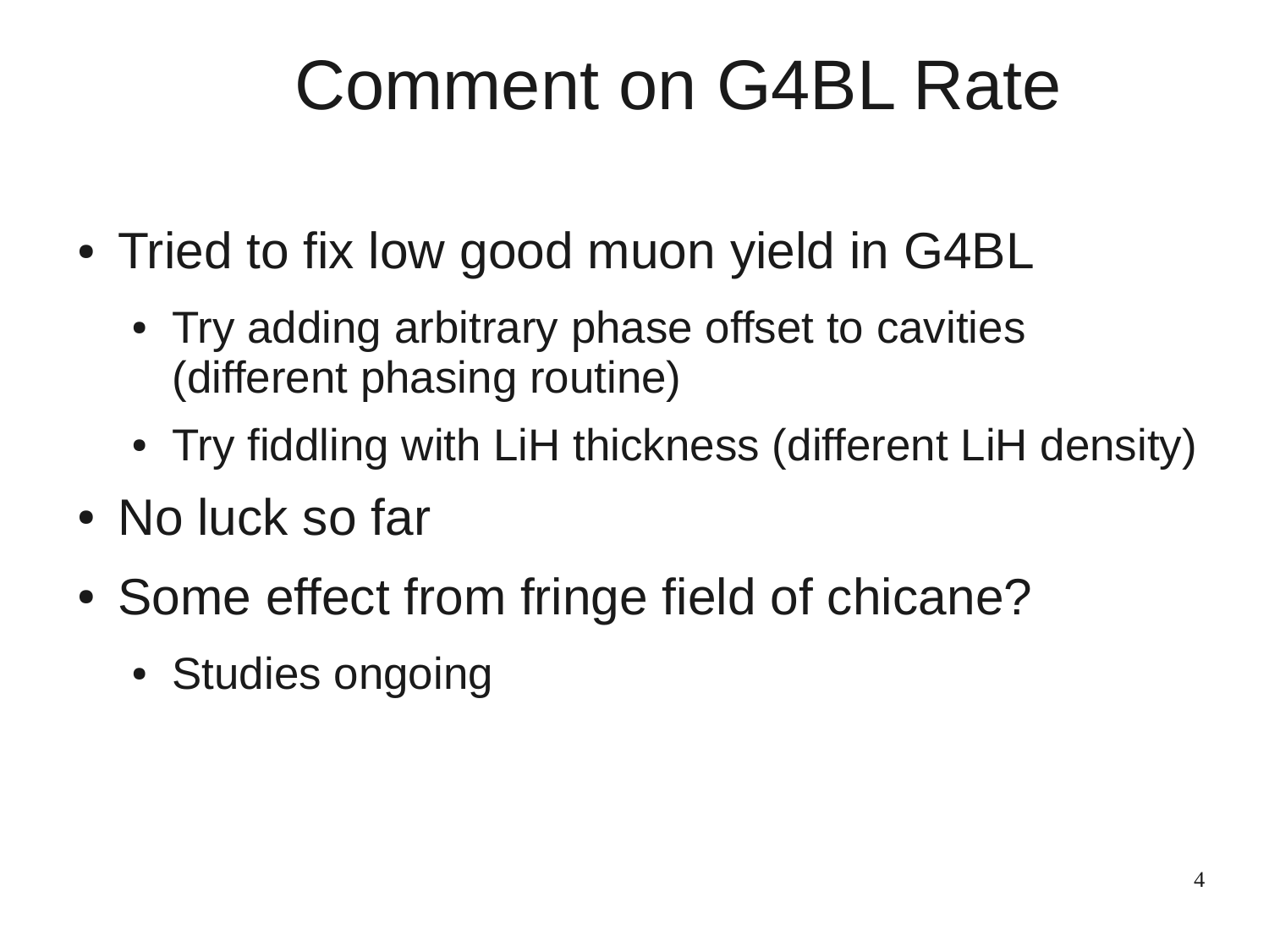# Comment on G4BL Rate

- Tried to fix low good muon yield in G4BL
  - Try adding arbitrary phase offset to cavities (different phasing routine)
  - Try fiddling with LiH thickness (different LiH density)
- No luck so far
- Some effect from fringe field of chicane?
  - Studies ongoing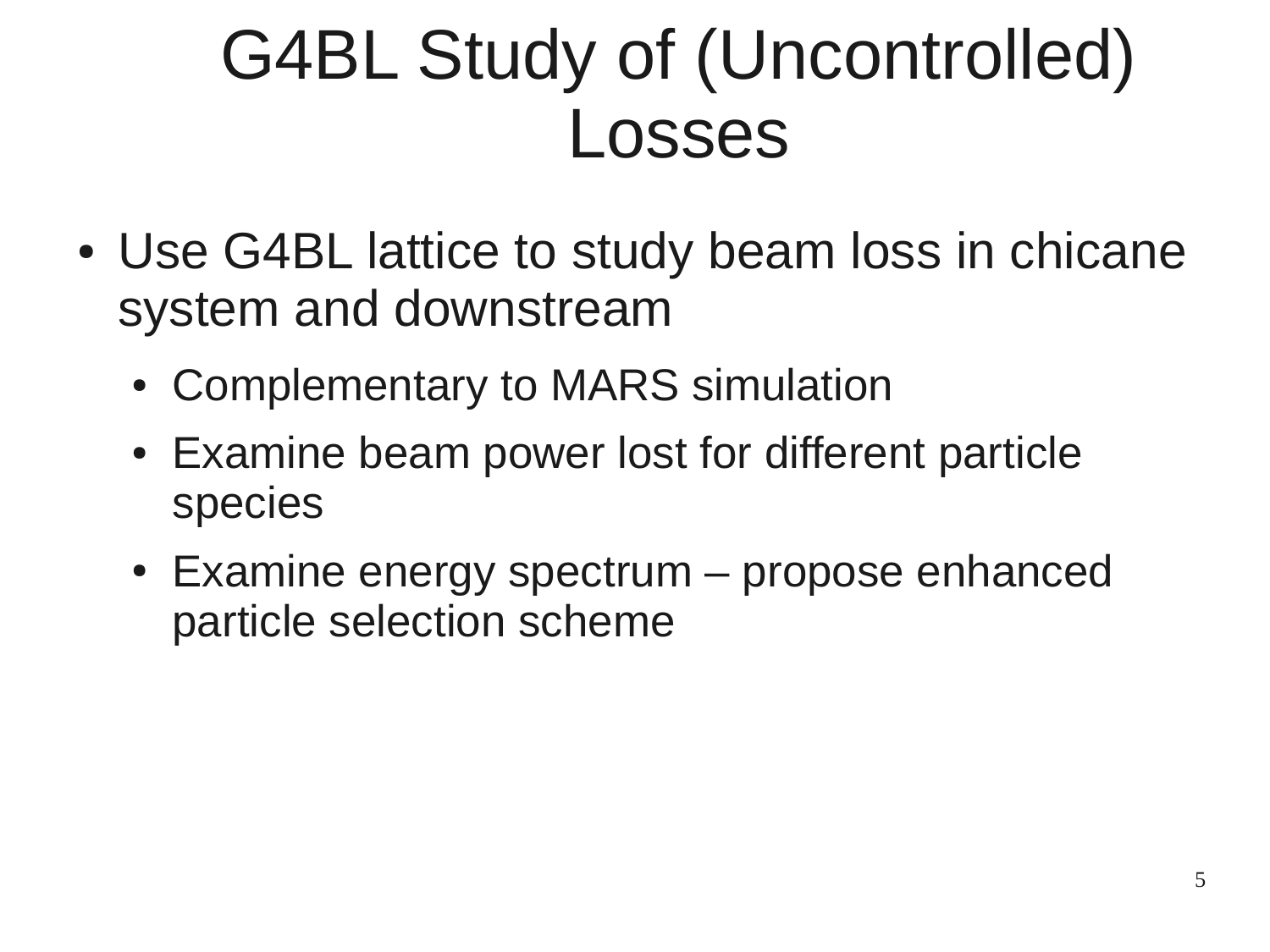# G4BL Study of (Uncontrolled) Losses

- Use G4BL lattice to study beam loss in chicane system and downstream
  - Complementary to MARS simulation
  - Examine beam power lost for different particle species
  - Examine energy spectrum – propose enhanced particle selection scheme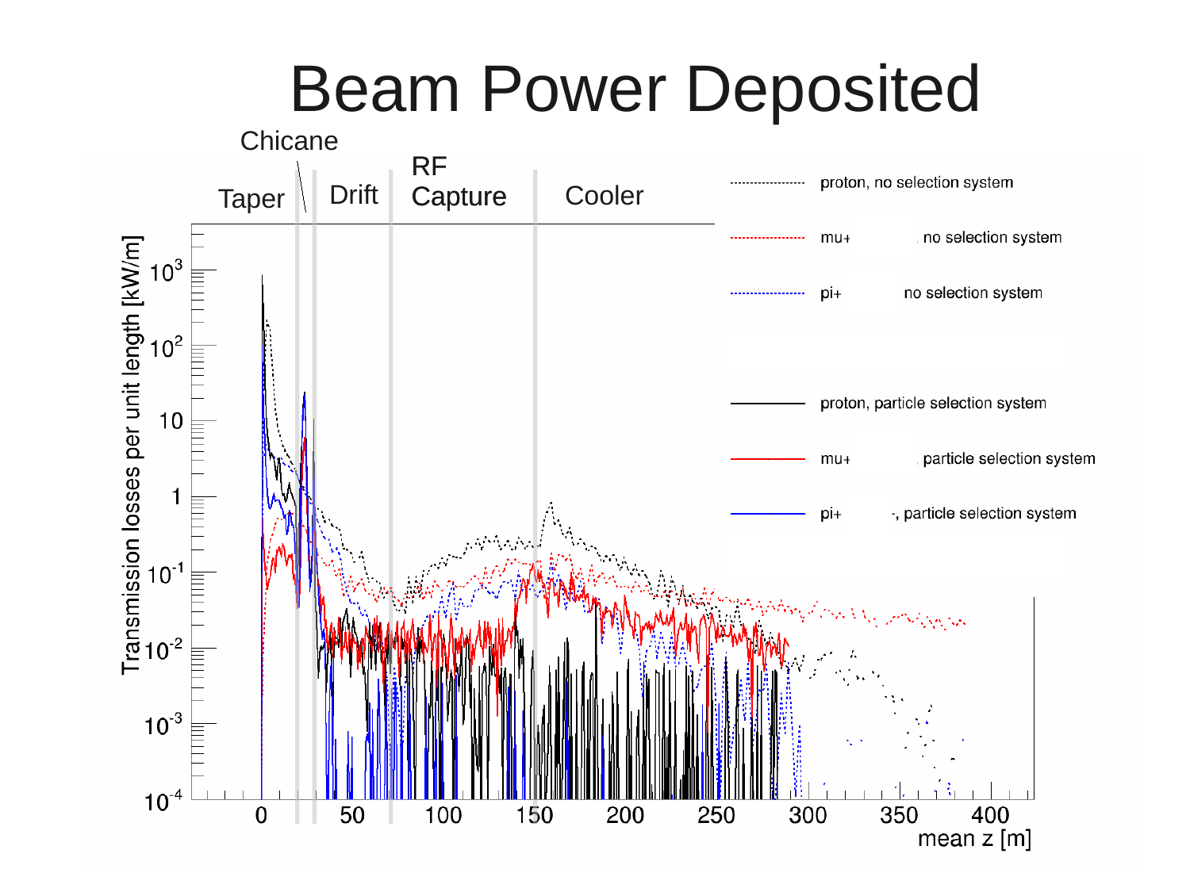# Beam Power Deposited

Chicane

Taper | Drift | RF Capture | Cooler

- proton, no selection system (dotted black)
- mu+ , no selection system (dotted red)
- pi+ no selection system (dotted blue)
- proton, particle selection system (solid black)
- mu+ , particle selection system (solid red)
- pi+ -, particle selection system (solid blue)

Y-axis: Transmission losses per unit length [kW/m] ($10^{-4}$ to $10^{3}$)

X-axis: mean z [m] (0 to 400)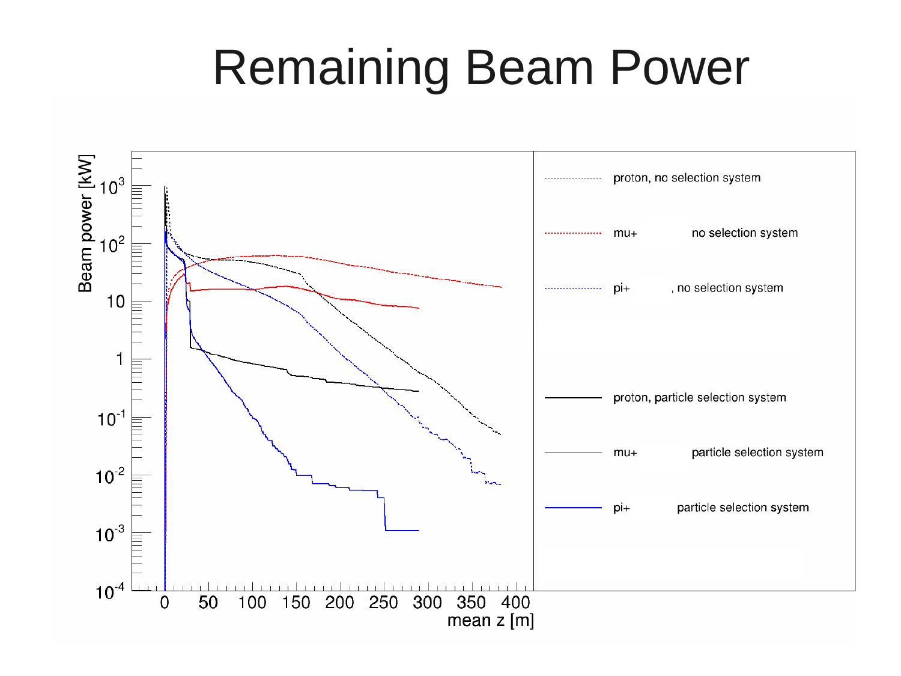# Remaining Beam Power

Beam power [kW]

$10^{3}$

$10^{2}$

10

1

$10^{-1}$

$10^{-2}$

$10^{-3}$

$10^{-4}$

0 50 100 150 200 250 300 350 400

mean z [m]

proton, no selection system

mu+ no selection system

pi+ , no selection system

proton, particle selection system

mu+ particle selection system

pi+ particle selection system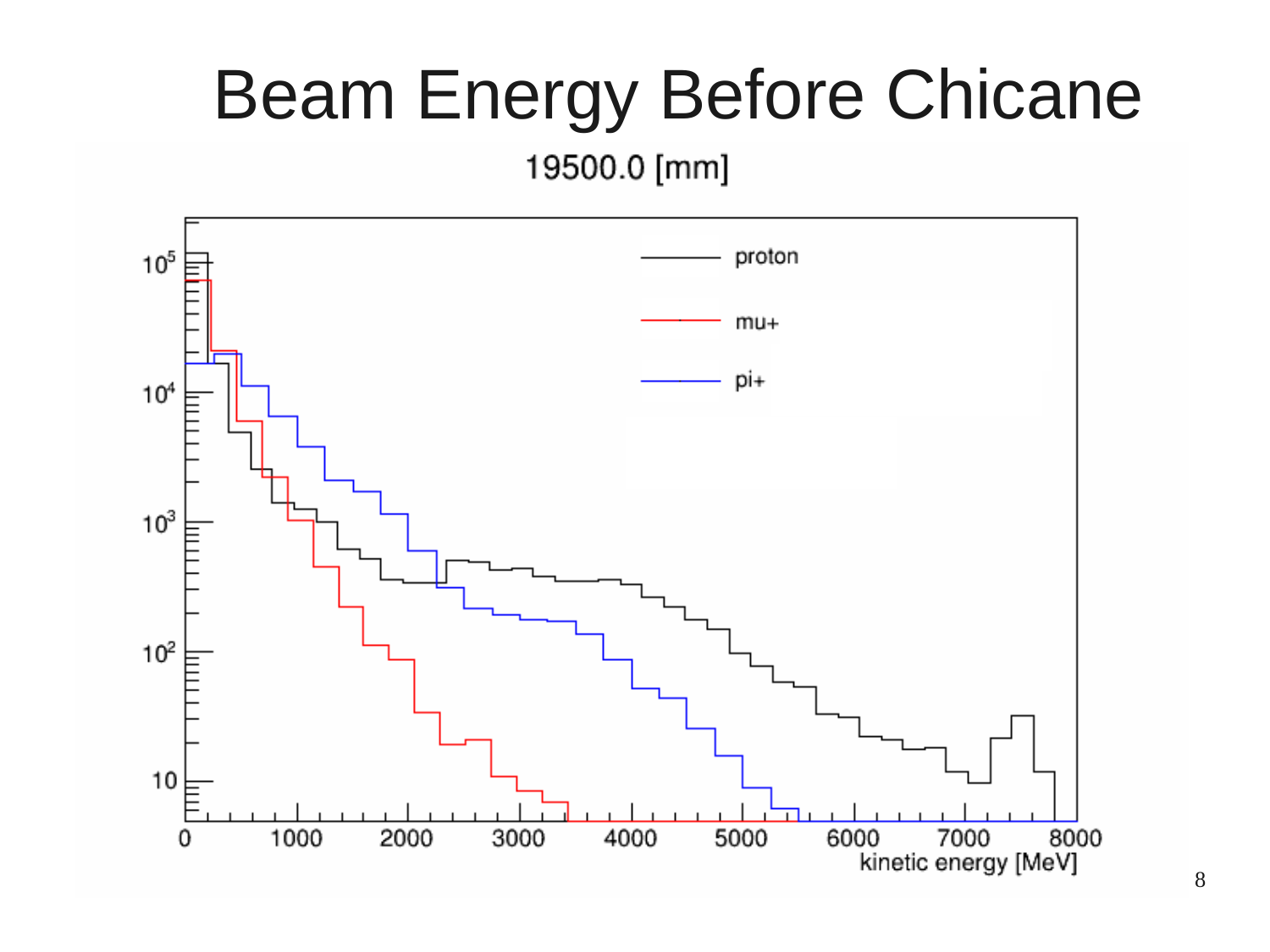# Beam Energy Before Chicane

19500.0 [mm]

proton

mu+

pi+

kinetic energy [MeV]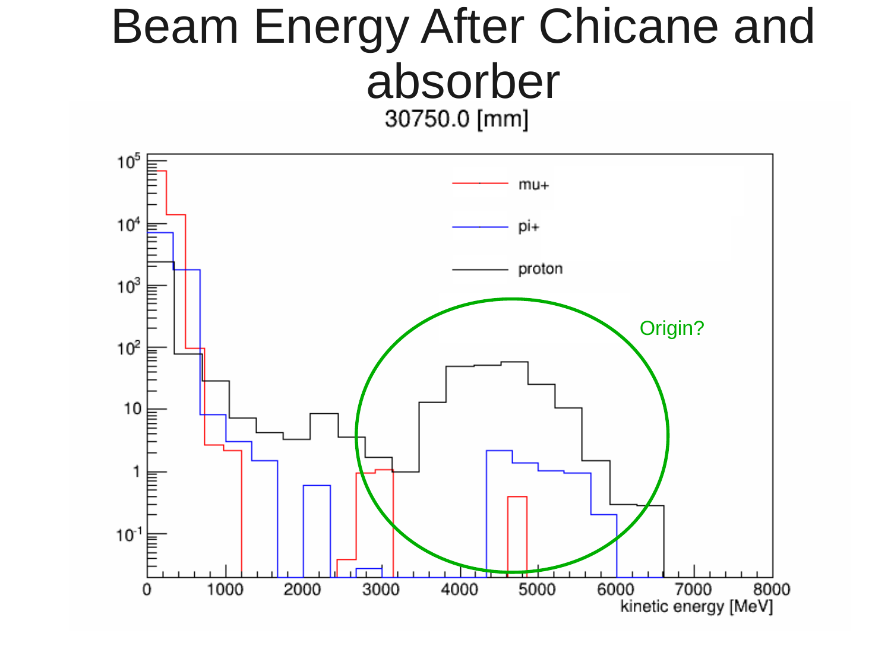# Beam Energy After Chicane and absorber

30750.0 [mm]

Origin?

mu+

pi+

proton

kinetic energy [MeV]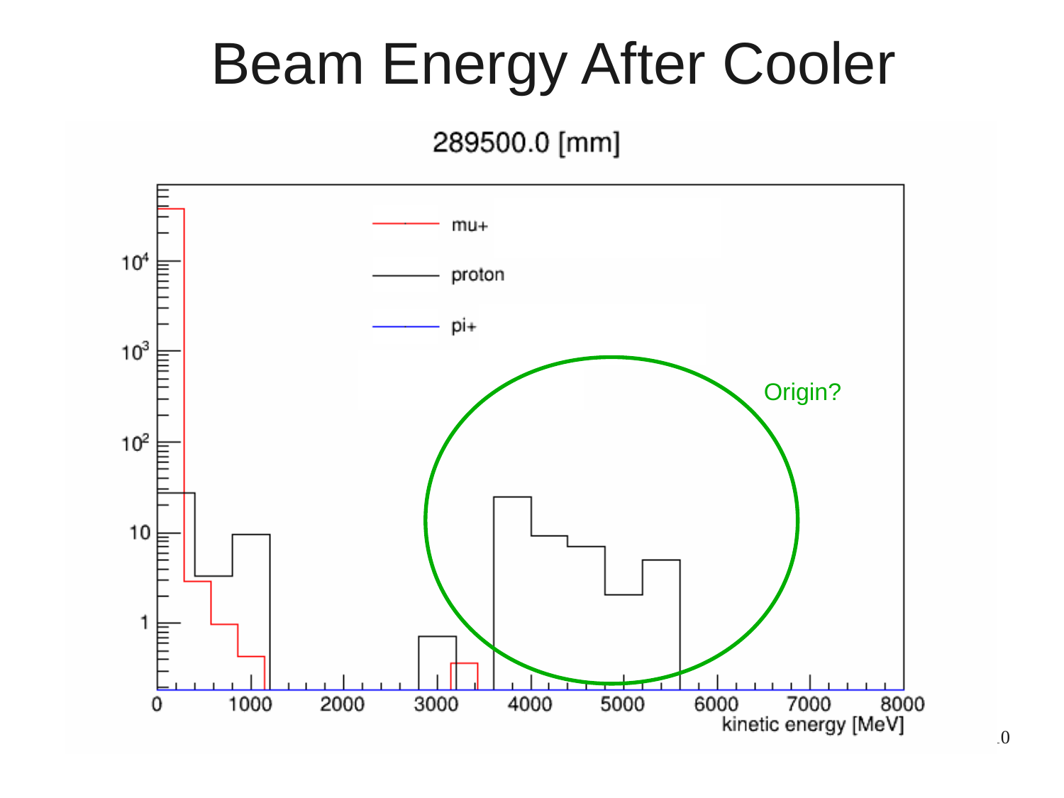# Beam Energy After Cooler

289500.0 [mm]

mu+

proton

pi+

Origin?

kinetic energy [MeV]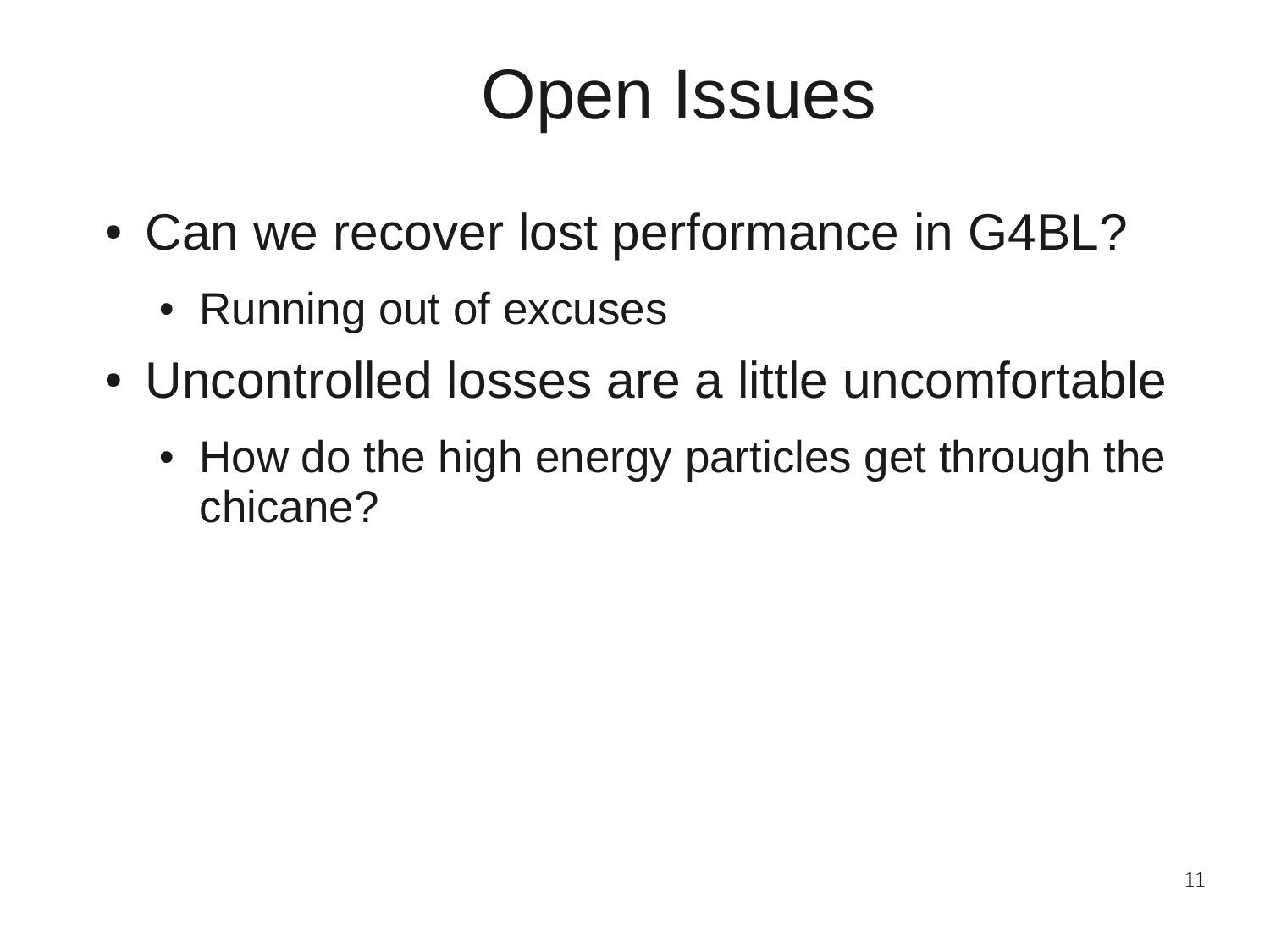# Open Issues

- Can we recover lost performance in G4BL?
  - Running out of excuses
- Uncontrolled losses are a little uncomfortable
  - How do the high energy particles get through the chicane?